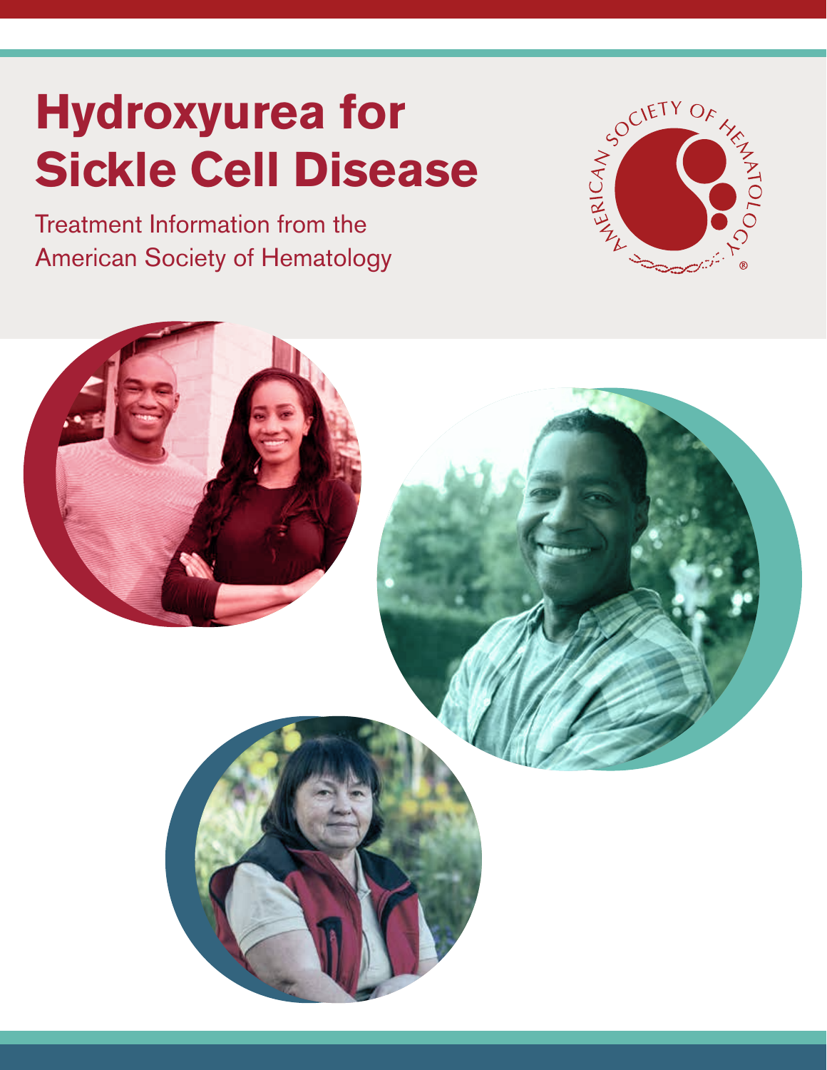# Hydroxyurea for Sickle Cell Disease

Treatment Information from the American Society of Hematology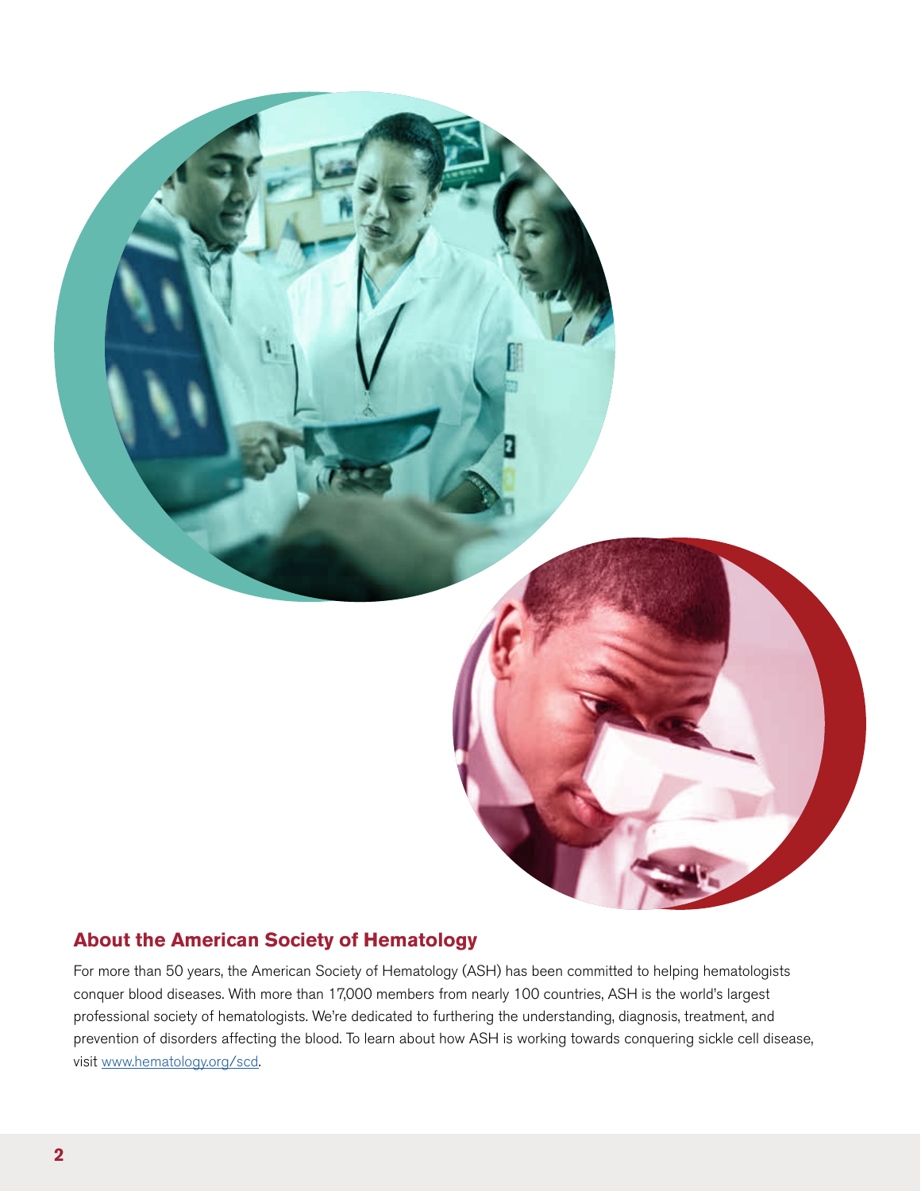## About the American Society of Hematology

For more than 50 years, the American Society of Hematology (ASH) has been committed to helping hematologists conquer blood diseases. With more than 17,000 members from nearly 100 countries, ASH is the world's largest professional society of hematologists. We're dedicated to furthering the understanding, diagnosis, treatment, and prevention of disorders affecting the blood. To learn about how ASH is working towards conquering sickle cell disease, visit www.hematology.org/scd.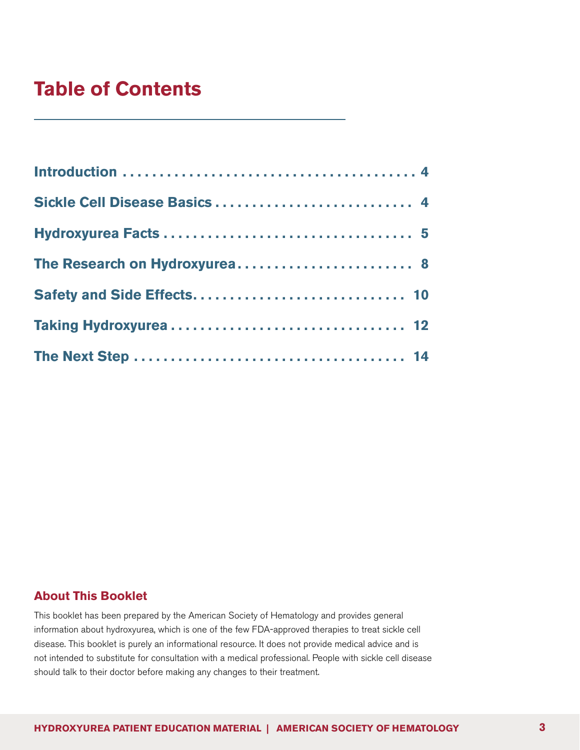# Table of Contents

Introduction . . . . . . . . . . . . . . . . . . . . . . . . . . . . . . . . . . . . . . . . 4

Sickle Cell Disease Basics . . . . . . . . . . . . . . . . . . . . . . . . . . 4

Hydroxyurea Facts . . . . . . . . . . . . . . . . . . . . . . . . . . . . . . . . . . 5

The Research on Hydroxyurea . . . . . . . . . . . . . . . . . . . . . . . . 8

Safety and Side Effects . . . . . . . . . . . . . . . . . . . . . . . . . . . . . 10

Taking Hydroxyurea . . . . . . . . . . . . . . . . . . . . . . . . . . . . . . . . 12

The Next Step . . . . . . . . . . . . . . . . . . . . . . . . . . . . . . . . . . . . 14

## About This Booklet

This booklet has been prepared by the American Society of Hematology and provides general information about hydroxyurea, which is one of the few FDA-approved therapies to treat sickle cell disease. This booklet is purely an informational resource. It does not provide medical advice and is not intended to substitute for consultation with a medical professional. People with sickle cell disease should talk to their doctor before making any changes to their treatment.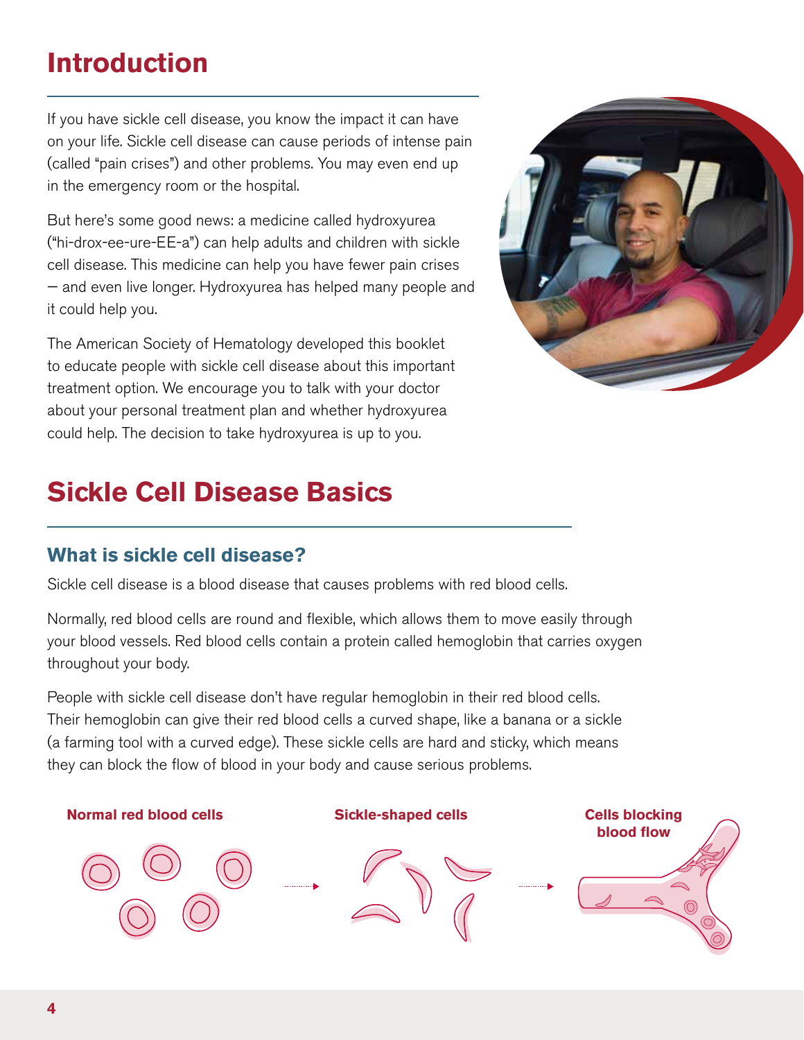# Introduction

If you have sickle cell disease, you know the impact it can have on your life. Sickle cell disease can cause periods of intense pain (called "pain crises") and other problems. You may even end up in the emergency room or the hospital.

But here's some good news: a medicine called hydroxyurea ("hi-drox-ee-ure-EE-a") can help adults and children with sickle cell disease. This medicine can help you have fewer pain crises — and even live longer. Hydroxyurea has helped many people and it could help you.

The American Society of Hematology developed this booklet to educate people with sickle cell disease about this important treatment option. We encourage you to talk with your doctor about your personal treatment plan and whether hydroxyurea could help. The decision to take hydroxyurea is up to you.

# Sickle Cell Disease Basics

## What is sickle cell disease?

Sickle cell disease is a blood disease that causes problems with red blood cells.

Normally, red blood cells are round and flexible, which allows them to move easily through your blood vessels. Red blood cells contain a protein called hemoglobin that carries oxygen throughout your body.

People with sickle cell disease don't have regular hemoglobin in their red blood cells. Their hemoglobin can give their red blood cells a curved shape, like a banana or a sickle (a farming tool with a curved edge). These sickle cells are hard and sticky, which means they can block the flow of blood in your body and cause serious problems.

**Normal red blood cells** → **Sickle-shaped cells** → **Cells blocking blood flow**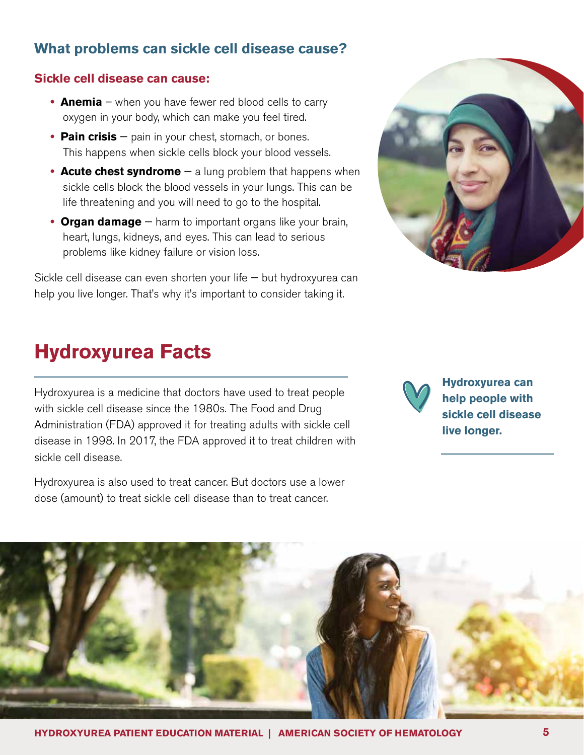## What problems can sickle cell disease cause?

### Sickle cell disease can cause:

- **Anemia** – when you have fewer red blood cells to carry oxygen in your body, which can make you feel tired.
- **Pain crisis** – pain in your chest, stomach, or bones. This happens when sickle cells block your blood vessels.
- **Acute chest syndrome** – a lung problem that happens when sickle cells block the blood vessels in your lungs. This can be life threatening and you will need to go to the hospital.
- **Organ damage** – harm to important organs like your brain, heart, lungs, kidneys, and eyes. This can lead to serious problems like kidney failure or vision loss.

Sickle cell disease can even shorten your life – but hydroxyurea can help you live longer. That's why it's important to consider taking it.

# Hydroxyurea Facts

Hydroxyurea is a medicine that doctors have used to treat people with sickle cell disease since the 1980s. The Food and Drug Administration (FDA) approved it for treating adults with sickle cell disease in 1998. In 2017, the FDA approved it to treat children with sickle cell disease.

Hydroxyurea is also used to treat cancer. But doctors use a lower dose (amount) to treat sickle cell disease than to treat cancer.

**Hydroxyurea can help people with sickle cell disease live longer.**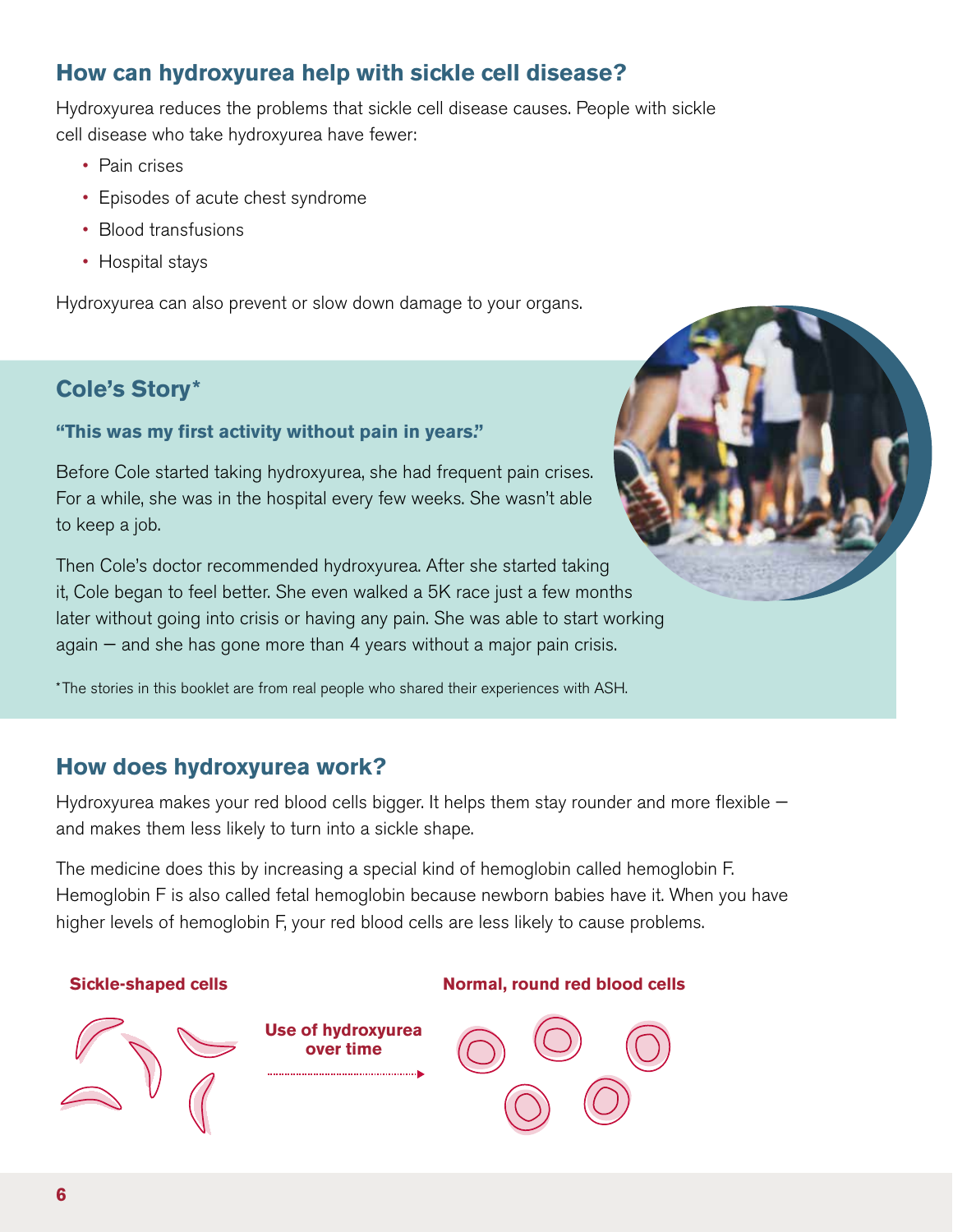## How can hydroxyurea help with sickle cell disease?

Hydroxyurea reduces the problems that sickle cell disease causes. People with sickle cell disease who take hydroxyurea have fewer:

- Pain crises
- Episodes of acute chest syndrome
- Blood transfusions
- Hospital stays

Hydroxyurea can also prevent or slow down damage to your organs.

### Cole's Story*

**"This was my first activity without pain in years."**

Before Cole started taking hydroxyurea, she had frequent pain crises. For a while, she was in the hospital every few weeks. She wasn't able to keep a job.

Then Cole's doctor recommended hydroxyurea. After she started taking it, Cole began to feel better. She even walked a 5K race just a few months later without going into crisis or having any pain. She was able to start working again — and she has gone more than 4 years without a major pain crisis.

*The stories in this booklet are from real people who shared their experiences with ASH.

## How does hydroxyurea work?

Hydroxyurea makes your red blood cells bigger. It helps them stay rounder and more flexible — and makes them less likely to turn into a sickle shape.

The medicine does this by increasing a special kind of hemoglobin called hemoglobin F. Hemoglobin F is also called fetal hemoglobin because newborn babies have it. When you have higher levels of hemoglobin F, your red blood cells are less likely to cause problems.

**Sickle-shaped cells** → **Use of hydroxyurea over time** → **Normal, round red blood cells**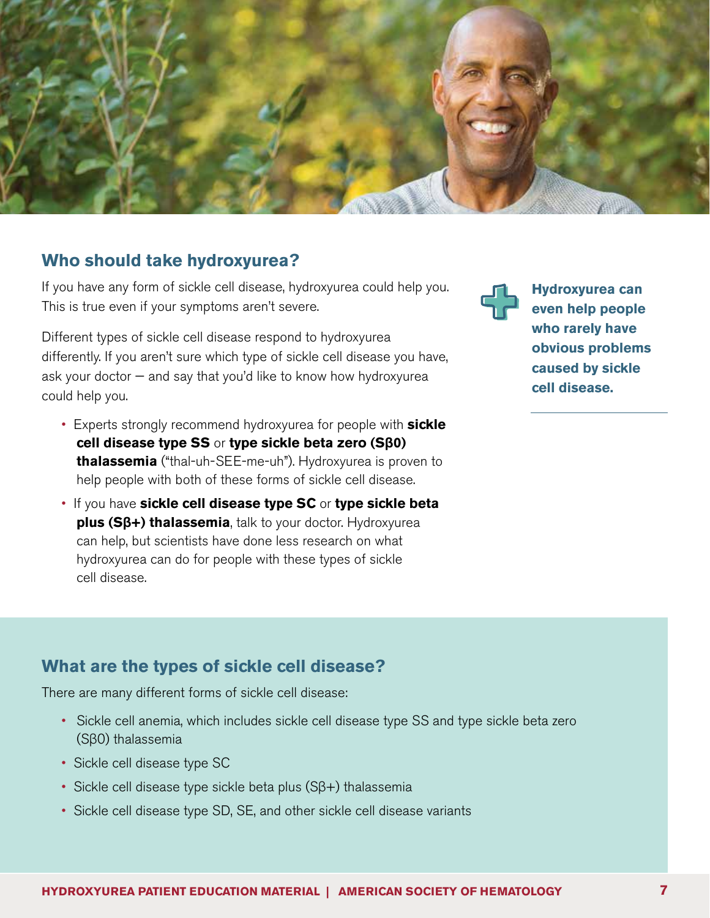## Who should take hydroxyurea?

If you have any form of sickle cell disease, hydroxyurea could help you. This is true even if your symptoms aren't severe.

Different types of sickle cell disease respond to hydroxyurea differently. If you aren't sure which type of sickle cell disease you have, ask your doctor — and say that you'd like to know how hydroxyurea could help you.

- Experts strongly recommend hydroxyurea for people with **sickle cell disease type SS** or **type sickle beta zero (Sβ0) thalassemia** ("thal-uh-SEE-me-uh"). Hydroxyurea is proven to help people with both of these forms of sickle cell disease.
- If you have **sickle cell disease type SC** or **type sickle beta plus (Sβ+) thalassemia**, talk to your doctor. Hydroxyurea can help, but scientists have done less research on what hydroxyurea can do for people with these types of sickle cell disease.

**Hydroxyurea can even help people who rarely have obvious problems caused by sickle cell disease.**

## What are the types of sickle cell disease?

There are many different forms of sickle cell disease:

- Sickle cell anemia, which includes sickle cell disease type SS and type sickle beta zero (Sβ0) thalassemia
- Sickle cell disease type SC
- Sickle cell disease type sickle beta plus (Sβ+) thalassemia
- Sickle cell disease type SD, SE, and other sickle cell disease variants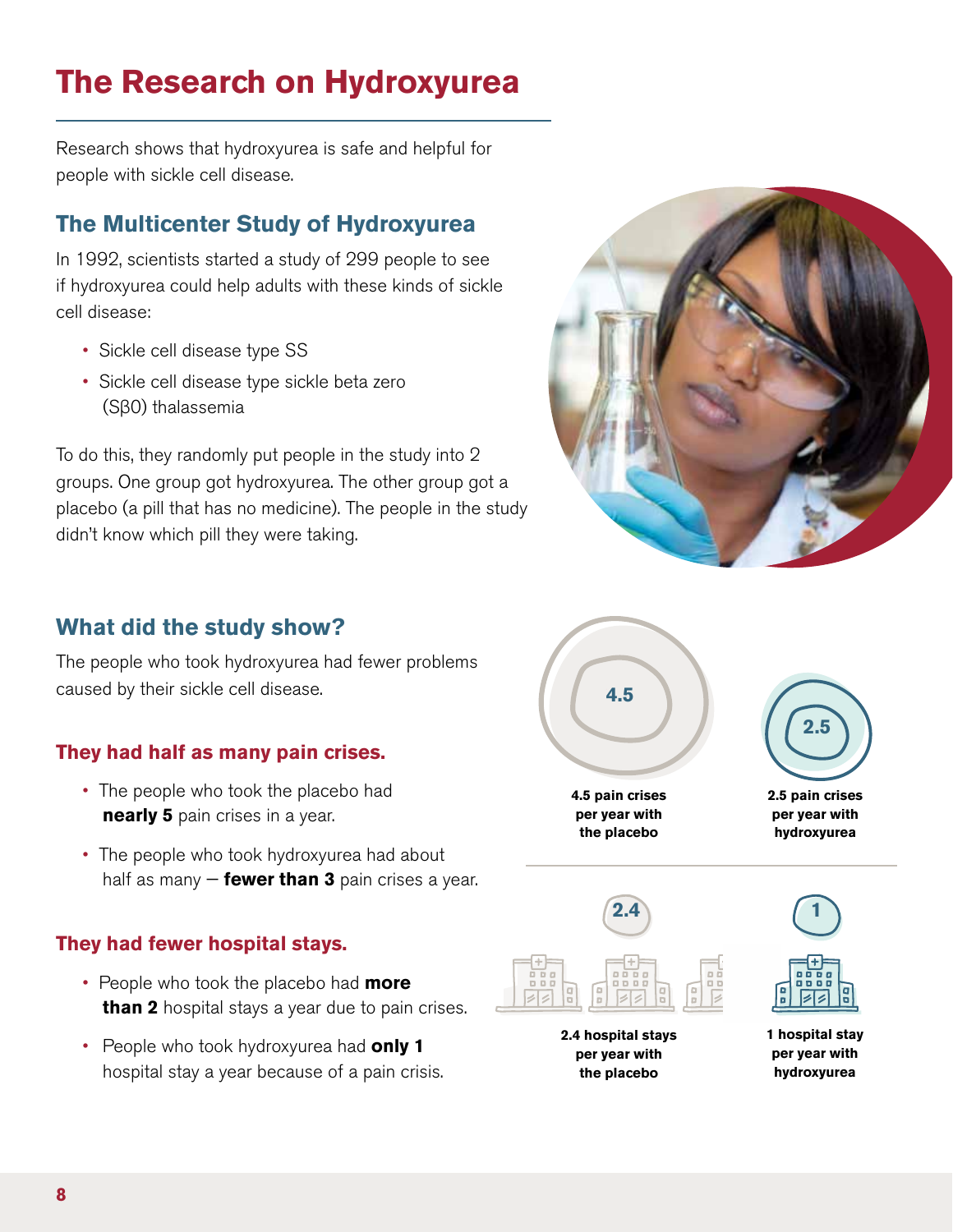# The Research on Hydroxyurea

Research shows that hydroxyurea is safe and helpful for people with sickle cell disease.

## The Multicenter Study of Hydroxyurea

In 1992, scientists started a study of 299 people to see if hydroxyurea could help adults with these kinds of sickle cell disease:

- Sickle cell disease type SS
- Sickle cell disease type sickle beta zero (Sβ0) thalassemia

To do this, they randomly put people in the study into 2 groups. One group got hydroxyurea. The other group got a placebo (a pill that has no medicine). The people in the study didn't know which pill they were taking.

## What did the study show?

The people who took hydroxyurea had fewer problems caused by their sickle cell disease.

### They had half as many pain crises.

- The people who took the placebo had **nearly 5** pain crises in a year.
- The people who took hydroxyurea had about half as many — **fewer than 3** pain crises a year.

4.5

**4.5 pain crises per year with the placebo**

2.5

**2.5 pain crises per year with hydroxyurea**

### They had fewer hospital stays.

- People who took the placebo had **more than 2** hospital stays a year due to pain crises.
- People who took hydroxyurea had **only 1** hospital stay a year because of a pain crisis.

2.4

**2.4 hospital stays per year with the placebo**

1

**1 hospital stay per year with hydroxyurea**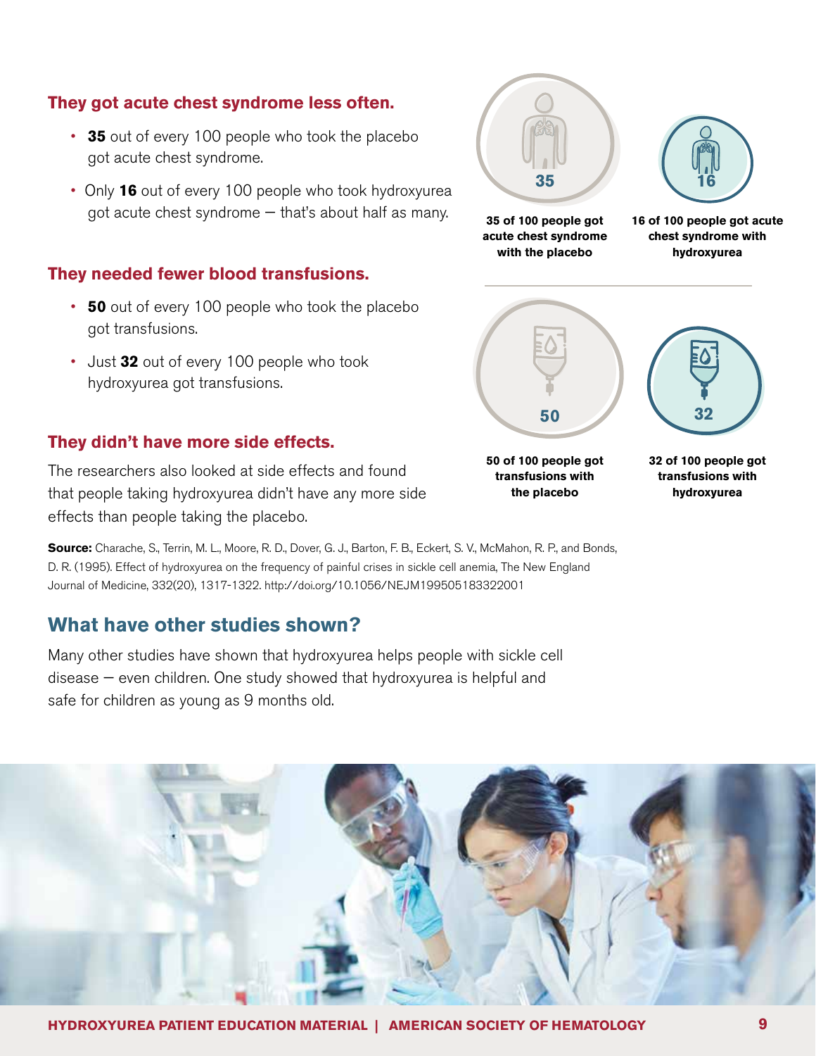### They got acute chest syndrome less often.

- **35** out of every 100 people who took the placebo got acute chest syndrome.
- Only **16** out of every 100 people who took hydroxyurea got acute chest syndrome — that's about half as many.

35

**35 of 100 people got acute chest syndrome with the placebo**

16

**16 of 100 people got acute chest syndrome with hydroxyurea**

### They needed fewer blood transfusions.

- **50** out of every 100 people who took the placebo got transfusions.
- Just **32** out of every 100 people who took hydroxyurea got transfusions.

50

**50 of 100 people got transfusions with the placebo**

32

**32 of 100 people got transfusions with hydroxyurea**

### They didn't have more side effects.

The researchers also looked at side effects and found that people taking hydroxyurea didn't have any more side effects than people taking the placebo.

**Source:** Charache, S., Terrin, M. L., Moore, R. D., Dover, G. J., Barton, F. B., Eckert, S. V., McMahon, R. P., and Bonds, D. R. (1995). Effect of hydroxyurea on the frequency of painful crises in sickle cell anemia, The New England Journal of Medicine, 332(20), 1317-1322. http://doi.org/10.1056/NEJM199505183322001

## What have other studies shown?

Many other studies have shown that hydroxyurea helps people with sickle cell disease — even children. One study showed that hydroxyurea is helpful and safe for children as young as 9 months old.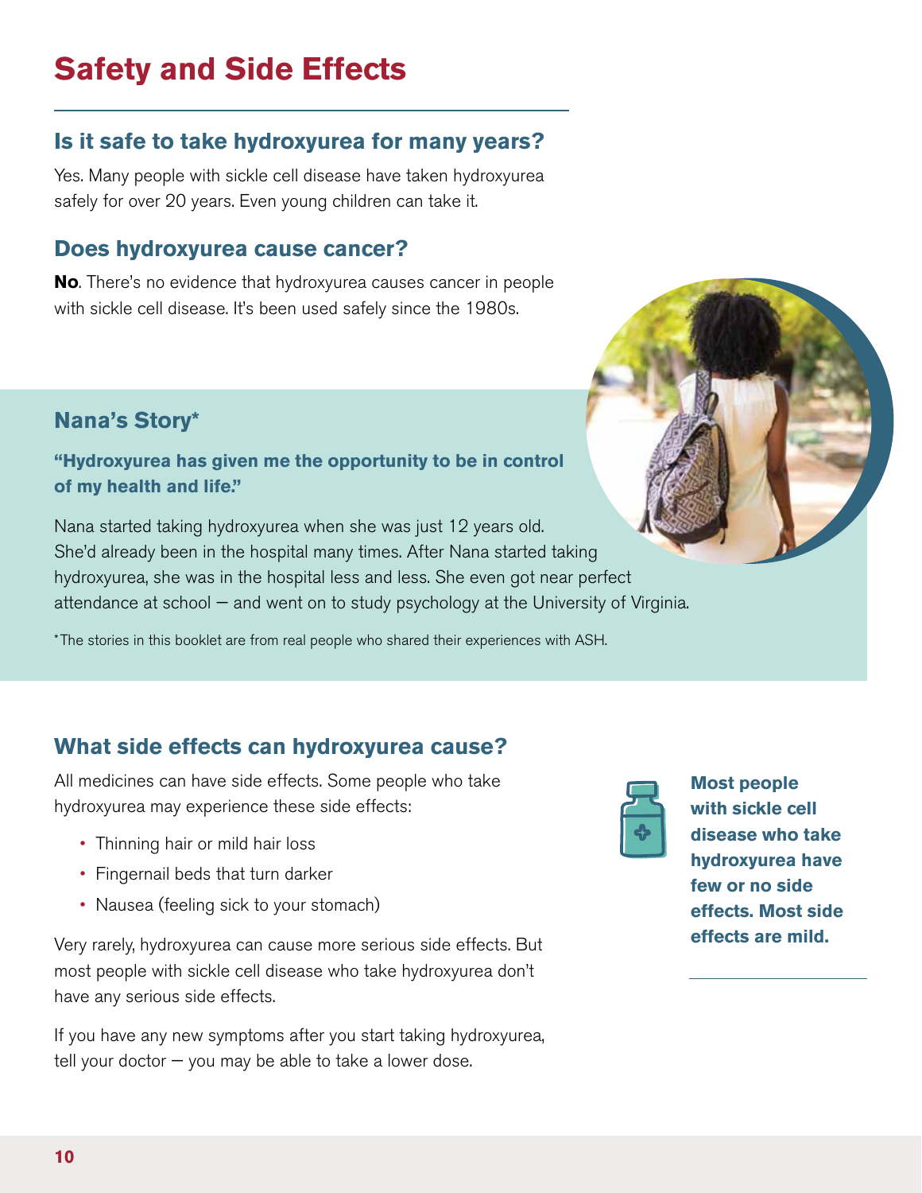# Safety and Side Effects

## Is it safe to take hydroxyurea for many years?

Yes. Many people with sickle cell disease have taken hydroxyurea safely for over 20 years. Even young children can take it.

## Does hydroxyurea cause cancer?

**No**. There's no evidence that hydroxyurea causes cancer in people with sickle cell disease. It's been used safely since the 1980s.

## Nana's Story*

**"Hydroxyurea has given me the opportunity to be in control of my health and life."**

Nana started taking hydroxyurea when she was just 12 years old. She'd already been in the hospital many times. After Nana started taking hydroxyurea, she was in the hospital less and less. She even got near perfect attendance at school — and went on to study psychology at the University of Virginia.

*The stories in this booklet are from real people who shared their experiences with ASH.

## What side effects can hydroxyurea cause?

All medicines can have side effects. Some people who take hydroxyurea may experience these side effects:

- Thinning hair or mild hair loss
- Fingernail beds that turn darker
- Nausea (feeling sick to your stomach)

Very rarely, hydroxyurea can cause more serious side effects. But most people with sickle cell disease who take hydroxyurea don't have any serious side effects.

If you have any new symptoms after you start taking hydroxyurea, tell your doctor — you may be able to take a lower dose.

**Most people with sickle cell disease who take hydroxyurea have few or no side effects. Most side effects are mild.**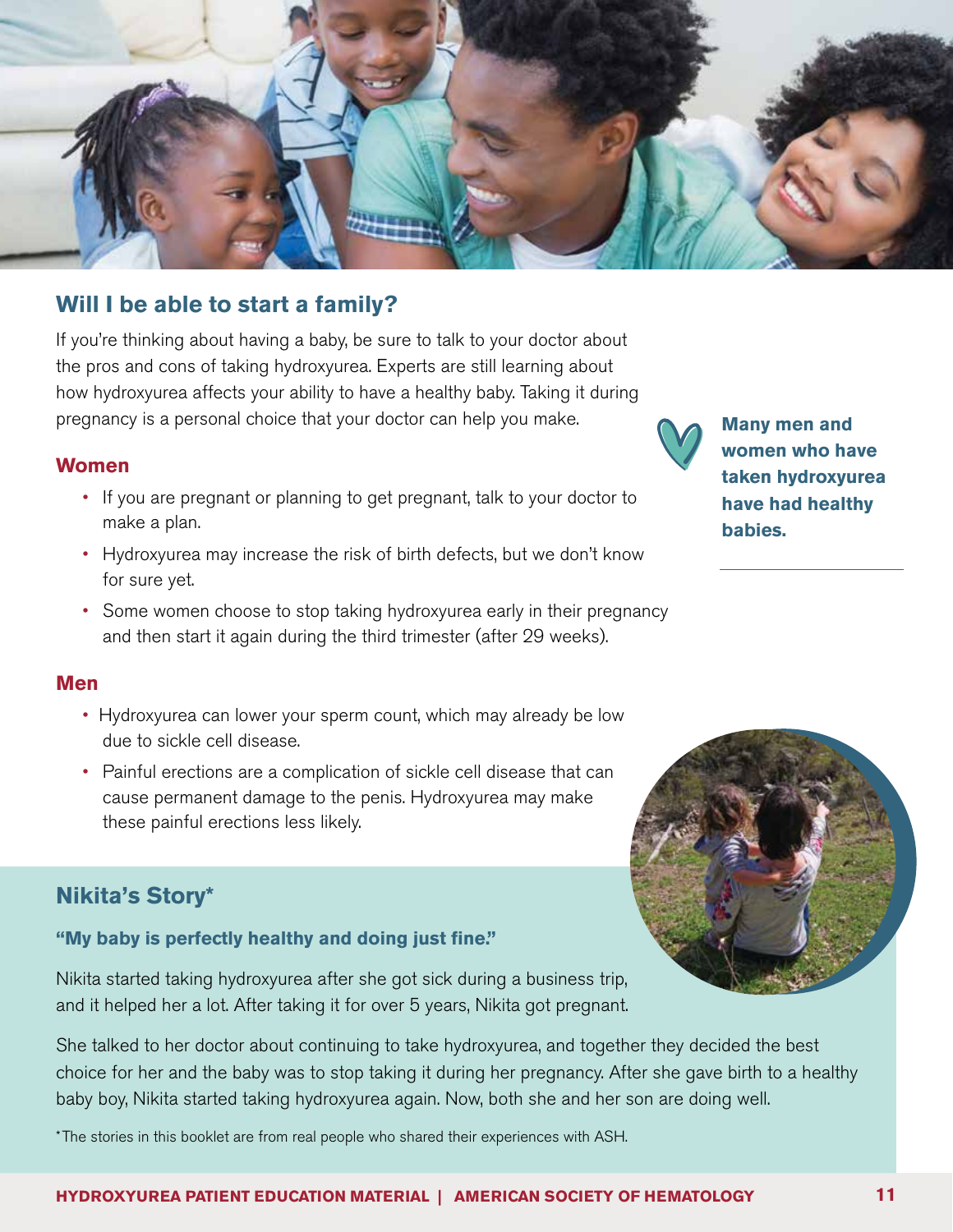## Will I be able to start a family?

If you're thinking about having a baby, be sure to talk to your doctor about the pros and cons of taking hydroxyurea. Experts are still learning about how hydroxyurea affects your ability to have a healthy baby. Taking it during pregnancy is a personal choice that your doctor can help you make.

**Many men and women who have taken hydroxyurea have had healthy babies.**

### Women

- If you are pregnant or planning to get pregnant, talk to your doctor to make a plan.
- Hydroxyurea may increase the risk of birth defects, but we don't know for sure yet.
- Some women choose to stop taking hydroxyurea early in their pregnancy and then start it again during the third trimester (after 29 weeks).

### Men

- Hydroxyurea can lower your sperm count, which may already be low due to sickle cell disease.
- Painful erections are a complication of sickle cell disease that can cause permanent damage to the penis. Hydroxyurea may make these painful erections less likely.

## Nikita's Story*

**"My baby is perfectly healthy and doing just fine."**

Nikita started taking hydroxyurea after she got sick during a business trip, and it helped her a lot. After taking it for over 5 years, Nikita got pregnant.

She talked to her doctor about continuing to take hydroxyurea, and together they decided the best choice for her and the baby was to stop taking it during her pregnancy. After she gave birth to a healthy baby boy, Nikita started taking hydroxyurea again. Now, both she and her son are doing well.

*The stories in this booklet are from real people who shared their experiences with ASH.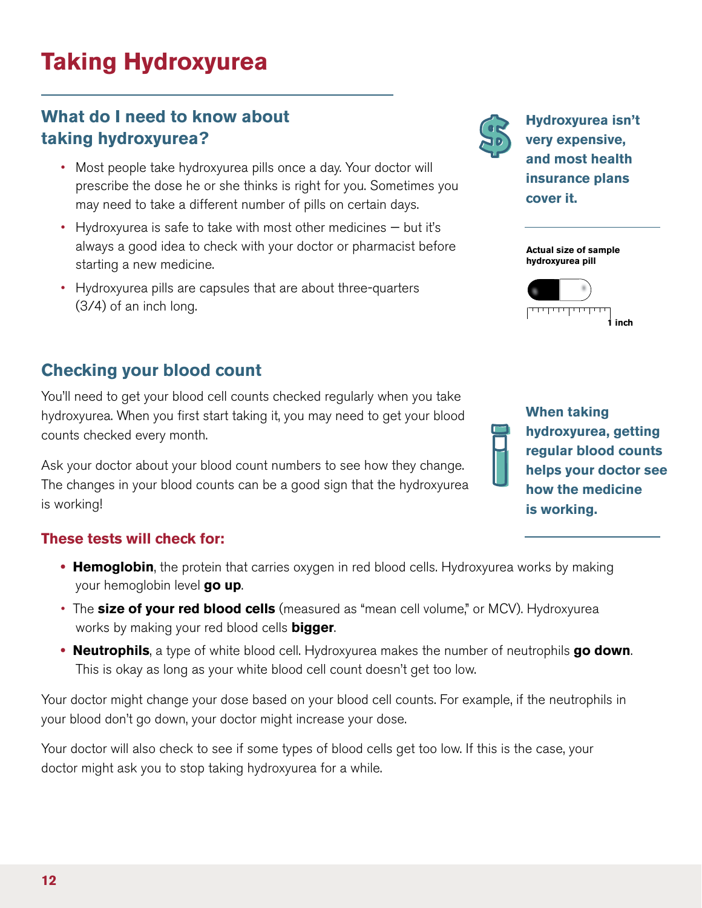# Taking Hydroxyurea

## What do I need to know about taking hydroxyurea?

- Most people take hydroxyurea pills once a day. Your doctor will prescribe the dose he or she thinks is right for you. Sometimes you may need to take a different number of pills on certain days.
- Hydroxyurea is safe to take with most other medicines — but it's always a good idea to check with your doctor or pharmacist before starting a new medicine.
- Hydroxyurea pills are capsules that are about three-quarters (3/4) of an inch long.

**Hydroxyurea isn't very expensive, and most health insurance plans cover it.**

**Actual size of sample hydroxyurea pill**

1 inch

## Checking your blood count

You'll need to get your blood cell counts checked regularly when you take hydroxyurea. When you first start taking it, you may need to get your blood counts checked every month.

Ask your doctor about your blood count numbers to see how they change. The changes in your blood counts can be a good sign that the hydroxyurea is working!

**When taking hydroxyurea, getting regular blood counts helps your doctor see how the medicine is working.**

### These tests will check for:

- **Hemoglobin**, the protein that carries oxygen in red blood cells. Hydroxyurea works by making your hemoglobin level **go up**.
- The **size of your red blood cells** (measured as "mean cell volume," or MCV). Hydroxyurea works by making your red blood cells **bigger**.
- **Neutrophils**, a type of white blood cell. Hydroxyurea makes the number of neutrophils **go down**. This is okay as long as your white blood cell count doesn't get too low.

Your doctor might change your dose based on your blood cell counts. For example, if the neutrophils in your blood don't go down, your doctor might increase your dose.

Your doctor will also check to see if some types of blood cells get too low. If this is the case, your doctor might ask you to stop taking hydroxyurea for a while.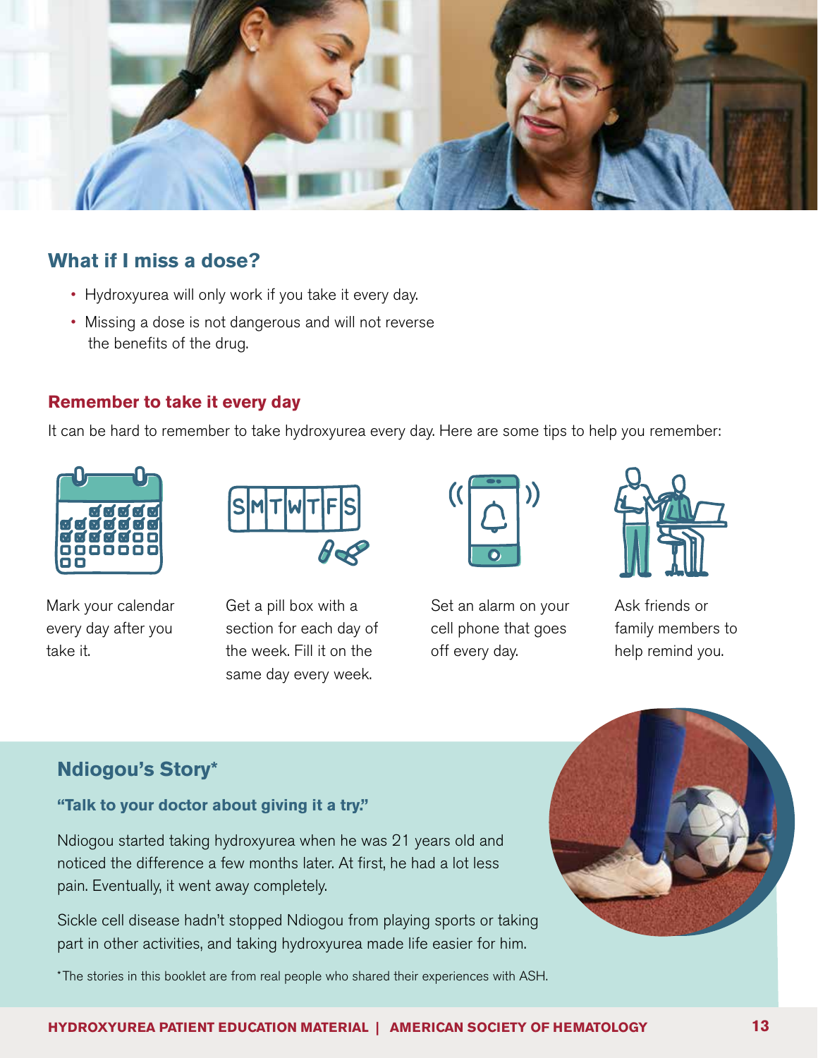## What if I miss a dose?

- Hydroxyurea will only work if you take it every day.
- Missing a dose is not dangerous and will not reverse the benefits of the drug.

### Remember to take it every day

It can be hard to remember to take hydroxyurea every day. Here are some tips to help you remember:

Mark your calendar every day after you take it.

Get a pill box with a section for each day of the week. Fill it on the same day every week.

Set an alarm on your cell phone that goes off every day.

Ask friends or family members to help remind you.

## Ndiogou's Story*

**"Talk to your doctor about giving it a try."**

Ndiogou started taking hydroxyurea when he was 21 years old and noticed the difference a few months later. At first, he had a lot less pain. Eventually, it went away completely.

Sickle cell disease hadn't stopped Ndiogou from playing sports or taking part in other activities, and taking hydroxyurea made life easier for him.

*The stories in this booklet are from real people who shared their experiences with ASH.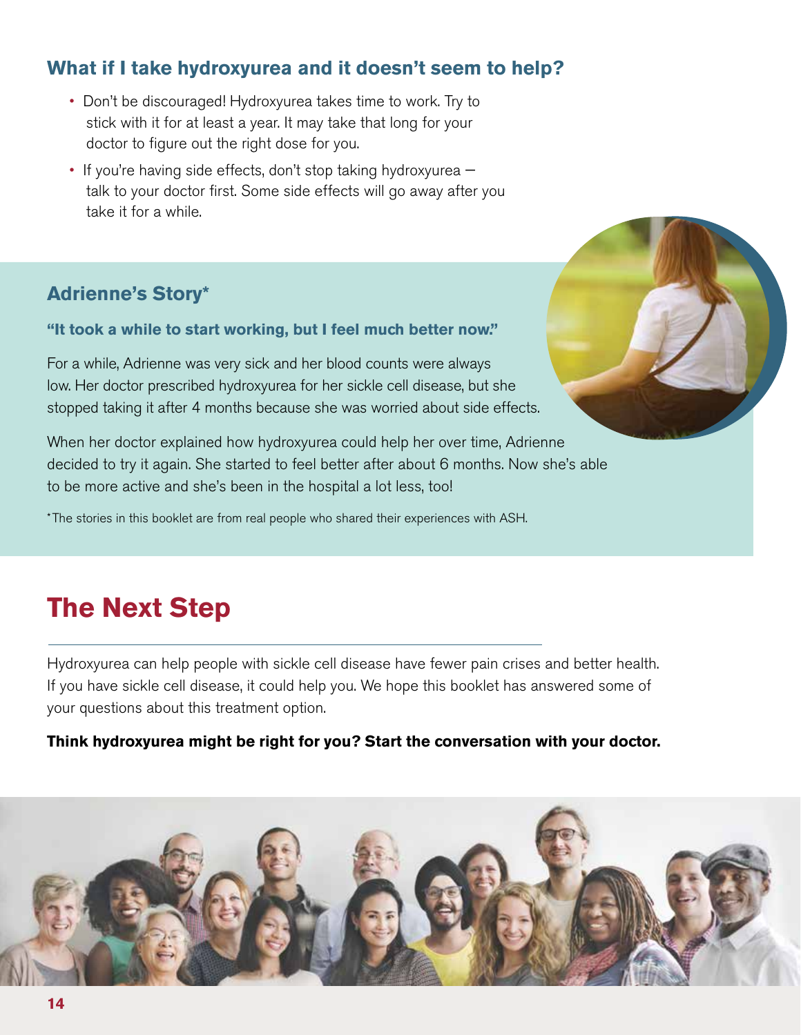### What if I take hydroxyurea and it doesn't seem to help?

- Don't be discouraged! Hydroxyurea takes time to work. Try to stick with it for at least a year. It may take that long for your doctor to figure out the right dose for you.
- If you're having side effects, don't stop taking hydroxyurea — talk to your doctor first. Some side effects will go away after you take it for a while.

### Adrienne's Story*

**"It took a while to start working, but I feel much better now."**

For a while, Adrienne was very sick and her blood counts were always low. Her doctor prescribed hydroxyurea for her sickle cell disease, but she stopped taking it after 4 months because she was worried about side effects.

When her doctor explained how hydroxyurea could help her over time, Adrienne decided to try it again. She started to feel better after about 6 months. Now she's able to be more active and she's been in the hospital a lot less, too!

*The stories in this booklet are from real people who shared their experiences with ASH.

## The Next Step

Hydroxyurea can help people with sickle cell disease have fewer pain crises and better health. If you have sickle cell disease, it could help you. We hope this booklet has answered some of your questions about this treatment option.

**Think hydroxyurea might be right for you? Start the conversation with your doctor.**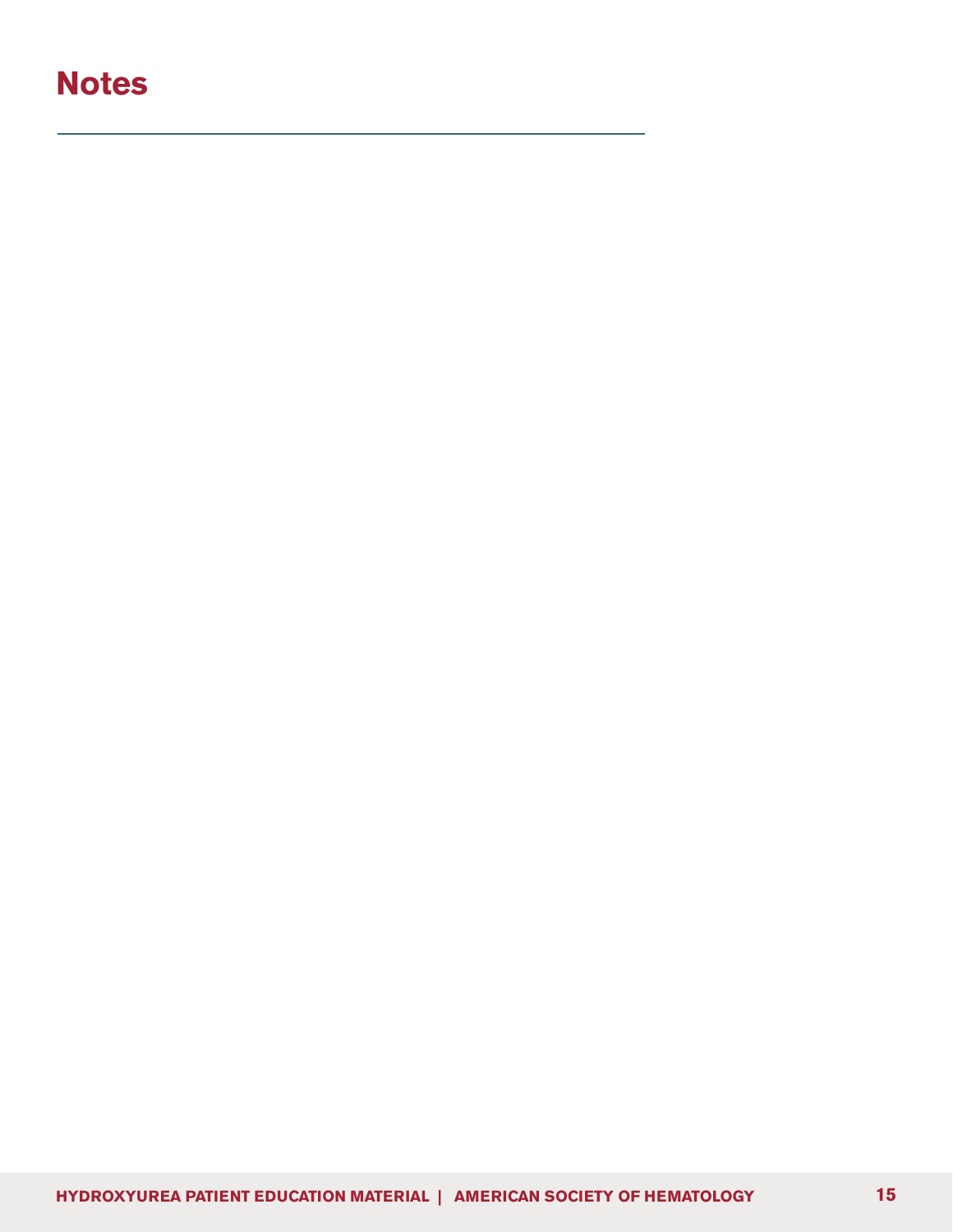# Notes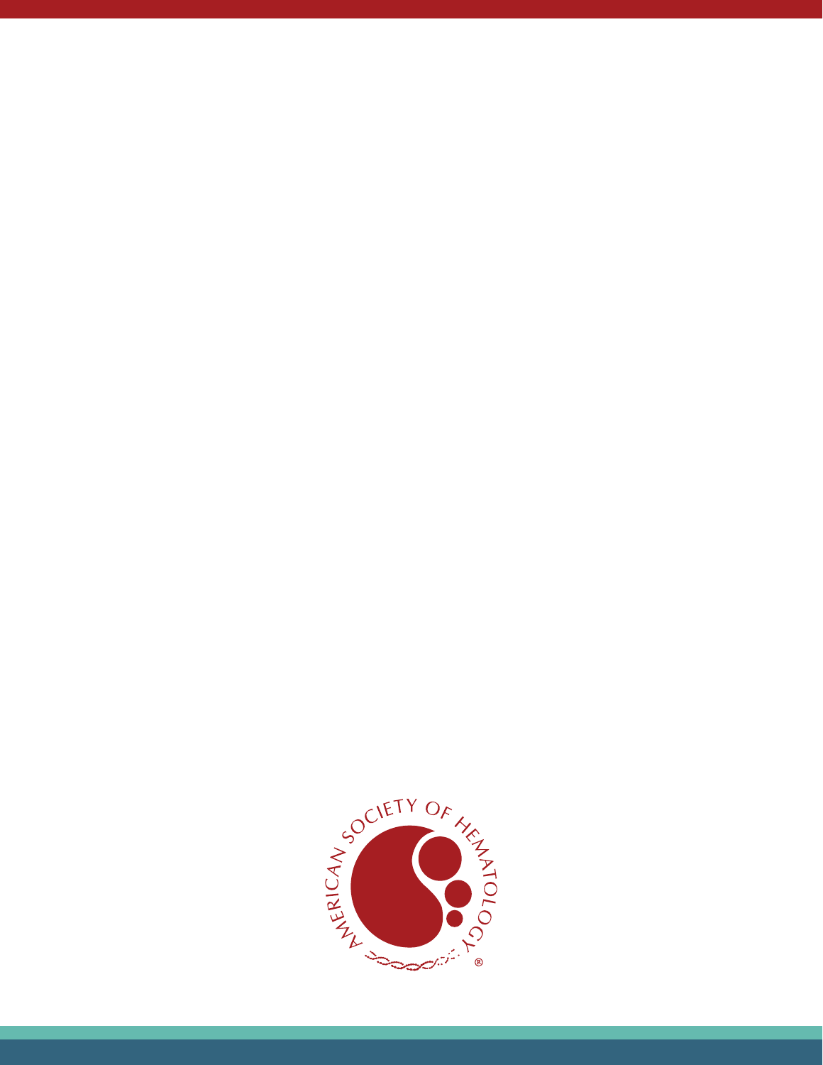AMERICAN SOCIETY OF HEMATOLOGY®